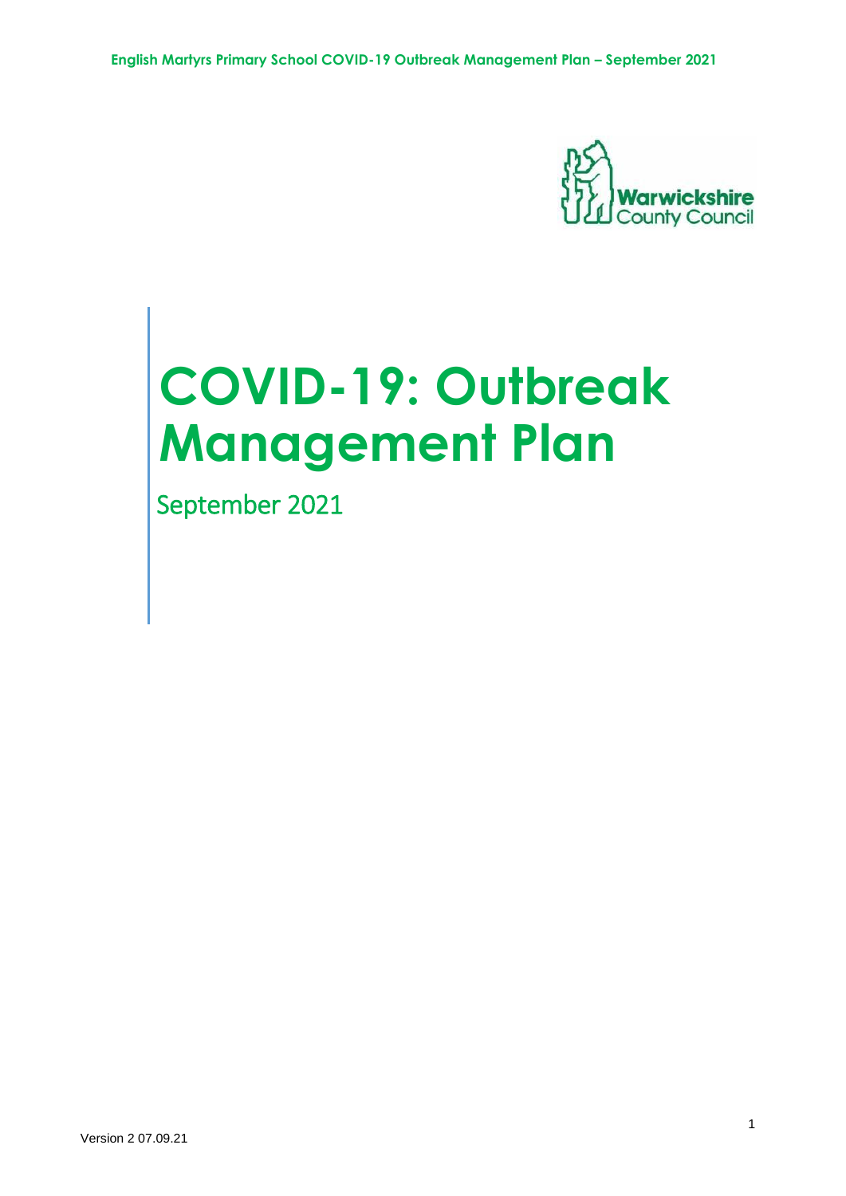Warwickshire County Council

# COVID-19: Outbreak Management Plan

September 2021

Version 2 07.09.21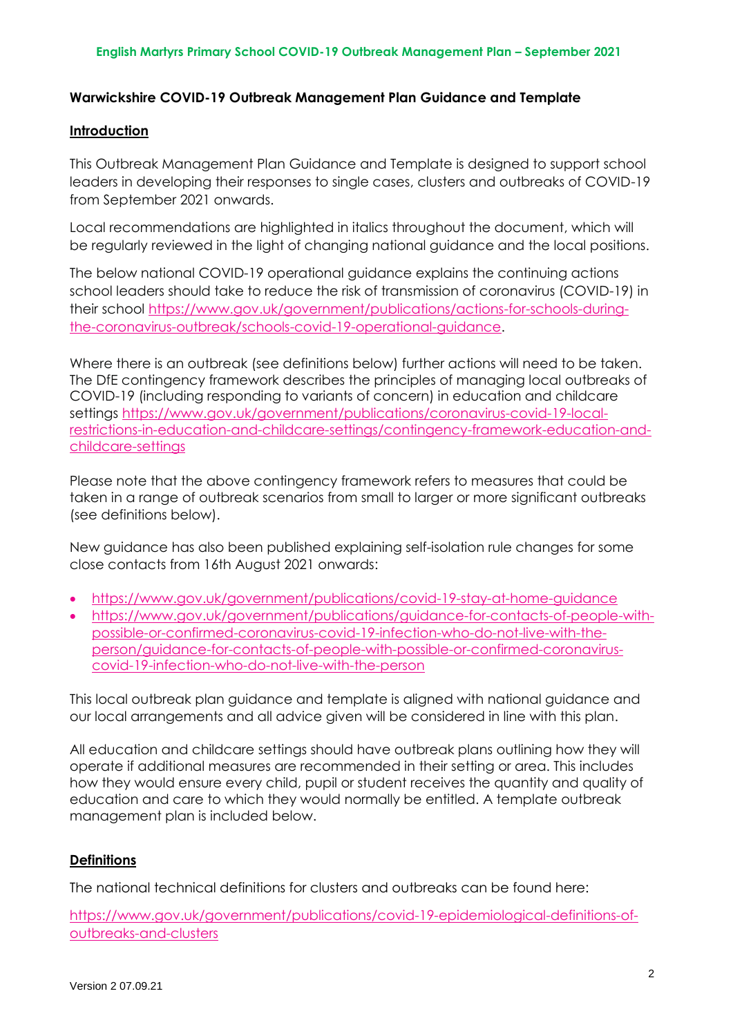**Warwickshire COVID-19 Outbreak Management Plan Guidance and Template**

**Introduction**

This Outbreak Management Plan Guidance and Template is designed to support school leaders in developing their responses to single cases, clusters and outbreaks of COVID-19 from September 2021 onwards.

Local recommendations are highlighted in italics throughout the document, which will be regularly reviewed in the light of changing national guidance and the local positions.

The below national COVID-19 operational guidance explains the continuing actions school leaders should take to reduce the risk of transmission of coronavirus (COVID-19) in their school https://www.gov.uk/government/publications/actions-for-schools-during-the-coronavirus-outbreak/schools-covid-19-operational-guidance.

Where there is an outbreak (see definitions below) further actions will need to be taken. The DfE contingency framework describes the principles of managing local outbreaks of COVID-19 (including responding to variants of concern) in education and childcare settings https://www.gov.uk/government/publications/coronavirus-covid-19-local-restrictions-in-education-and-childcare-settings/contingency-framework-education-and-childcare-settings

Please note that the above contingency framework refers to measures that could be taken in a range of outbreak scenarios from small to larger or more significant outbreaks (see definitions below).

New guidance has also been published explaining self-isolation rule changes for some close contacts from 16th August 2021 onwards:

- https://www.gov.uk/government/publications/covid-19-stay-at-home-guidance
- https://www.gov.uk/government/publications/guidance-for-contacts-of-people-with-possible-or-confirmed-coronavirus-covid-19-infection-who-do-not-live-with-the-person/guidance-for-contacts-of-people-with-possible-or-confirmed-coronavirus-covid-19-infection-who-do-not-live-with-the-person

This local outbreak plan guidance and template is aligned with national guidance and our local arrangements and all advice given will be considered in line with this plan.

All education and childcare settings should have outbreak plans outlining how they will operate if additional measures are recommended in their setting or area. This includes how they would ensure every child, pupil or student receives the quantity and quality of education and care to which they would normally be entitled. A template outbreak management plan is included below.

**Definitions**

The national technical definitions for clusters and outbreaks can be found here:

https://www.gov.uk/government/publications/covid-19-epidemiological-definitions-of-outbreaks-and-clusters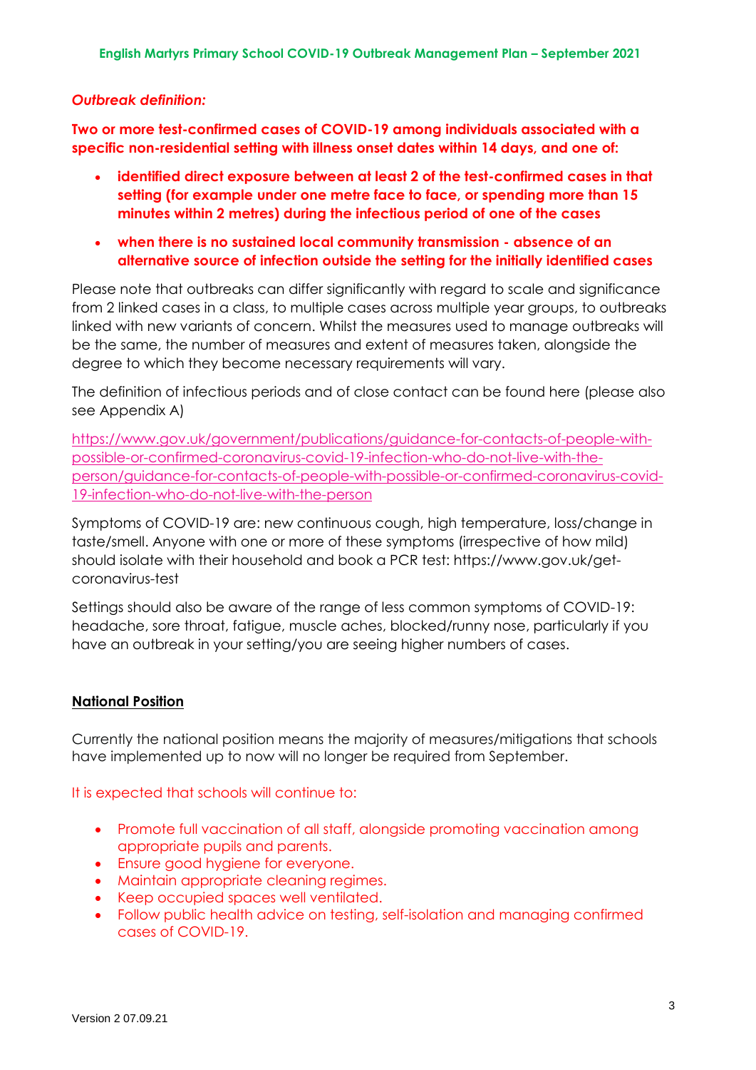***Outbreak definition:***

**Two or more test-confirmed cases of COVID-19 among individuals associated with a specific non-residential setting with illness onset dates within 14 days, and one of:**

- **identified direct exposure between at least 2 of the test-confirmed cases in that setting (for example under one metre face to face, or spending more than 15 minutes within 2 metres) during the infectious period of one of the cases**
- **when there is no sustained local community transmission - absence of an alternative source of infection outside the setting for the initially identified cases**

Please note that outbreaks can differ significantly with regard to scale and significance from 2 linked cases in a class, to multiple cases across multiple year groups, to outbreaks linked with new variants of concern. Whilst the measures used to manage outbreaks will be the same, the number of measures and extent of measures taken, alongside the degree to which they become necessary requirements will vary.

The definition of infectious periods and of close contact can be found here (please also see Appendix A)

https://www.gov.uk/government/publications/guidance-for-contacts-of-people-with-possible-or-confirmed-coronavirus-covid-19-infection-who-do-not-live-with-the-person/guidance-for-contacts-of-people-with-possible-or-confirmed-coronavirus-covid-19-infection-who-do-not-live-with-the-person

Symptoms of COVID-19 are: new continuous cough, high temperature, loss/change in taste/smell. Anyone with one or more of these symptoms (irrespective of how mild) should isolate with their household and book a PCR test: https://www.gov.uk/get-coronavirus-test

Settings should also be aware of the range of less common symptoms of COVID-19: headache, sore throat, fatigue, muscle aches, blocked/runny nose, particularly if you have an outbreak in your setting/you are seeing higher numbers of cases.

## National Position

Currently the national position means the majority of measures/mitigations that schools have implemented up to now will no longer be required from September.

It is expected that schools will continue to:

- Promote full vaccination of all staff, alongside promoting vaccination among appropriate pupils and parents.
- Ensure good hygiene for everyone.
- Maintain appropriate cleaning regimes.
- Keep occupied spaces well ventilated.
- Follow public health advice on testing, self-isolation and managing confirmed cases of COVID-19.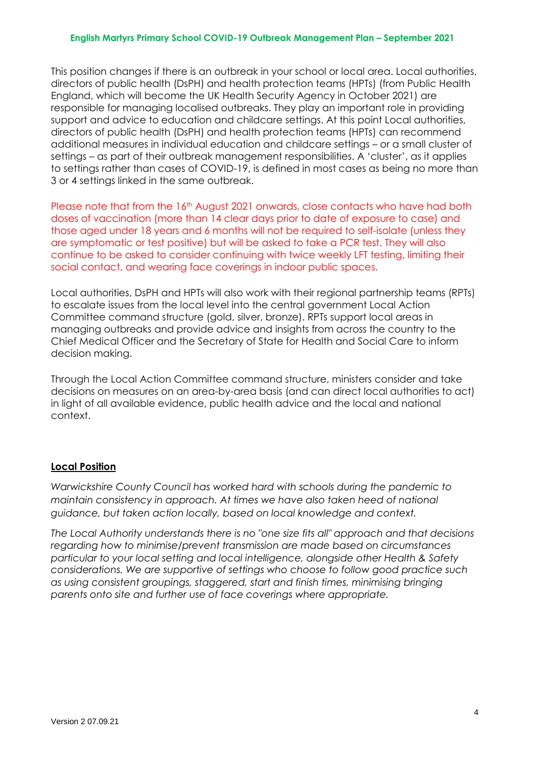This position changes if there is an outbreak in your school or local area. Local authorities, directors of public health (DsPH) and health protection teams (HPTs) (from Public Health England, which will become the UK Health Security Agency in October 2021) are responsible for managing localised outbreaks. They play an important role in providing support and advice to education and childcare settings. At this point Local authorities, directors of public health (DsPH) and health protection teams (HPTs) can recommend additional measures in individual education and childcare settings – or a small cluster of settings – as part of their outbreak management responsibilities. A 'cluster', as it applies to settings rather than cases of COVID-19, is defined in most cases as being no more than 3 or 4 settings linked in the same outbreak.

Please note that from the 16th August 2021 onwards, close contacts who have had both doses of vaccination (more than 14 clear days prior to date of exposure to case) and those aged under 18 years and 6 months will not be required to self-isolate (unless they are symptomatic or test positive) but will be asked to take a PCR test. They will also continue to be asked to consider continuing with twice weekly LFT testing, limiting their social contact, and wearing face coverings in indoor public spaces.

Local authorities, DsPH and HPTs will also work with their regional partnership teams (RPTs) to escalate issues from the local level into the central government Local Action Committee command structure (gold, silver, bronze). RPTs support local areas in managing outbreaks and provide advice and insights from across the country to the Chief Medical Officer and the Secretary of State for Health and Social Care to inform decision making.

Through the Local Action Committee command structure, ministers consider and take decisions on measures on an area-by-area basis (and can direct local authorities to act) in light of all available evidence, public health advice and the local and national context.

**Local Position**

*Warwickshire County Council has worked hard with schools during the pandemic to maintain consistency in approach. At times we have also taken heed of national guidance, but taken action locally, based on local knowledge and context.*

*The Local Authority understands there is no "one size fits all" approach and that decisions regarding how to minimise/prevent transmission are made based on circumstances particular to your local setting and local intelligence, alongside other Health & Safety considerations. We are supportive of settings who choose to follow good practice such as using consistent groupings, staggered, start and finish times, minimising bringing parents onto site and further use of face coverings where appropriate.*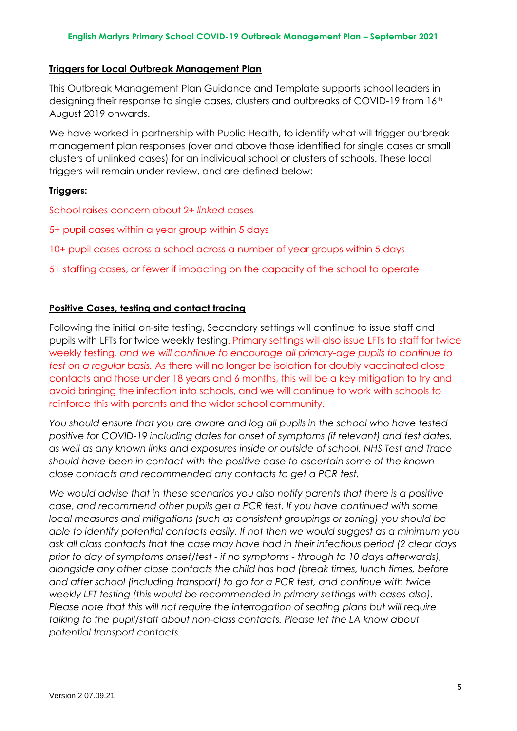## Triggers for Local Outbreak Management Plan

This Outbreak Management Plan Guidance and Template supports school leaders in designing their response to single cases, clusters and outbreaks of COVID-19 from 16th August 2019 onwards.

We have worked in partnership with Public Health, to identify what will trigger outbreak management plan responses (over and above those identified for single cases or small clusters of unlinked cases) for an individual school or clusters of schools. These local triggers will remain under review, and are defined below:

**Triggers:**

School raises concern about 2+ *linked* cases

5+ pupil cases within a year group within 5 days

10+ pupil cases across a school across a number of year groups within 5 days

5+ staffing cases, or fewer if impacting on the capacity of the school to operate

## Positive Cases, testing and contact tracing

Following the initial on-site testing, Secondary settings will continue to issue staff and pupils with LFTs for twice weekly testing. Primary settings will also issue LFTs to staff for twice weekly testing, *and we will continue to encourage all primary-age pupils to continue to test on a regular basis.* As there will no longer be isolation for doubly vaccinated close contacts and those under 18 years and 6 months, this will be a key mitigation to try and avoid bringing the infection into schools, and we will continue to work with schools to reinforce this with parents and the wider school community.

*You should ensure that you are aware and log all pupils in the school who have tested positive for COVID-19 including dates for onset of symptoms (if relevant) and test dates, as well as any known links and exposures inside or outside of school. NHS Test and Trace should have been in contact with the positive case to ascertain some of the known close contacts and recommended any contacts to get a PCR test.*

*We would advise that in these scenarios you also notify parents that there is a positive case, and recommend other pupils get a PCR test. If you have continued with some local measures and mitigations (such as consistent groupings or zoning) you should be able to identify potential contacts easily. If not then we would suggest as a minimum you ask all class contacts that the case may have had in their infectious period (2 clear days prior to day of symptoms onset/test - if no symptoms - through to 10 days afterwards), alongside any other close contacts the child has had (break times, lunch times, before and after school (including transport) to go for a PCR test, and continue with twice weekly LFT testing (this would be recommended in primary settings with cases also). Please note that this will not require the interrogation of seating plans but will require talking to the pupil/staff about non-class contacts. Please let the LA know about potential transport contacts.*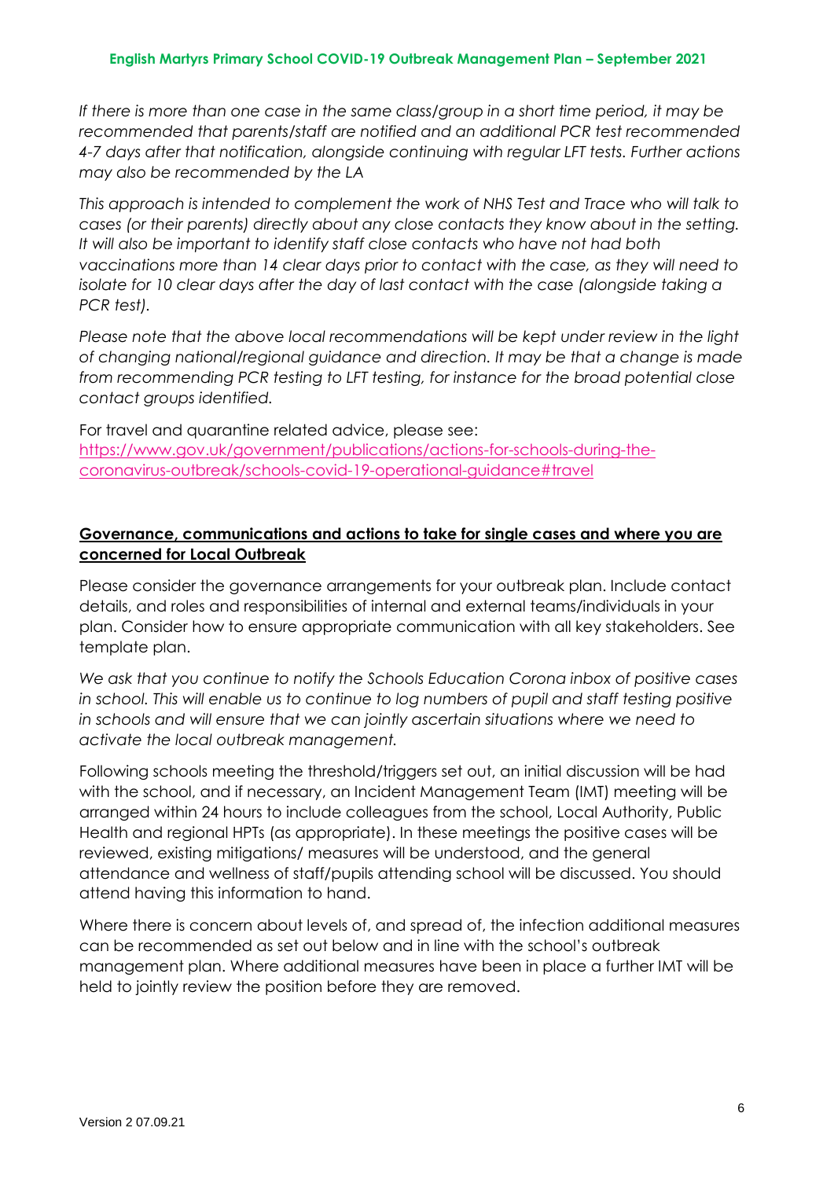*If there is more than one case in the same class/group in a short time period, it may be recommended that parents/staff are notified and an additional PCR test recommended 4-7 days after that notification, alongside continuing with regular LFT tests. Further actions may also be recommended by the LA*

*This approach is intended to complement the work of NHS Test and Trace who will talk to cases (or their parents) directly about any close contacts they know about in the setting. It will also be important to identify staff close contacts who have not had both vaccinations more than 14 clear days prior to contact with the case, as they will need to isolate for 10 clear days after the day of last contact with the case (alongside taking a PCR test).*

*Please note that the above local recommendations will be kept under review in the light of changing national/regional guidance and direction. It may be that a change is made from recommending PCR testing to LFT testing, for instance for the broad potential close contact groups identified.*

For travel and quarantine related advice, please see:
[https://www.gov.uk/government/publications/actions-for-schools-during-the-coronavirus-outbreak/schools-covid-19-operational-guidance#travel](https://www.gov.uk/government/publications/actions-for-schools-during-the-coronavirus-outbreak/schools-covid-19-operational-guidance#travel)

## Governance, communications and actions to take for single cases and where you are concerned for Local Outbreak

Please consider the governance arrangements for your outbreak plan. Include contact details, and roles and responsibilities of internal and external teams/individuals in your plan. Consider how to ensure appropriate communication with all key stakeholders. See template plan.

*We ask that you continue to notify the Schools Education Corona inbox of positive cases in school. This will enable us to continue to log numbers of pupil and staff testing positive in schools and will ensure that we can jointly ascertain situations where we need to activate the local outbreak management.*

Following schools meeting the threshold/triggers set out, an initial discussion will be had with the school, and if necessary, an Incident Management Team (IMT) meeting will be arranged within 24 hours to include colleagues from the school, Local Authority, Public Health and regional HPTs (as appropriate). In these meetings the positive cases will be reviewed, existing mitigations/ measures will be understood, and the general attendance and wellness of staff/pupils attending school will be discussed. You should attend having this information to hand.

Where there is concern about levels of, and spread of, the infection additional measures can be recommended as set out below and in line with the school's outbreak management plan. Where additional measures have been in place a further IMT will be held to jointly review the position before they are removed.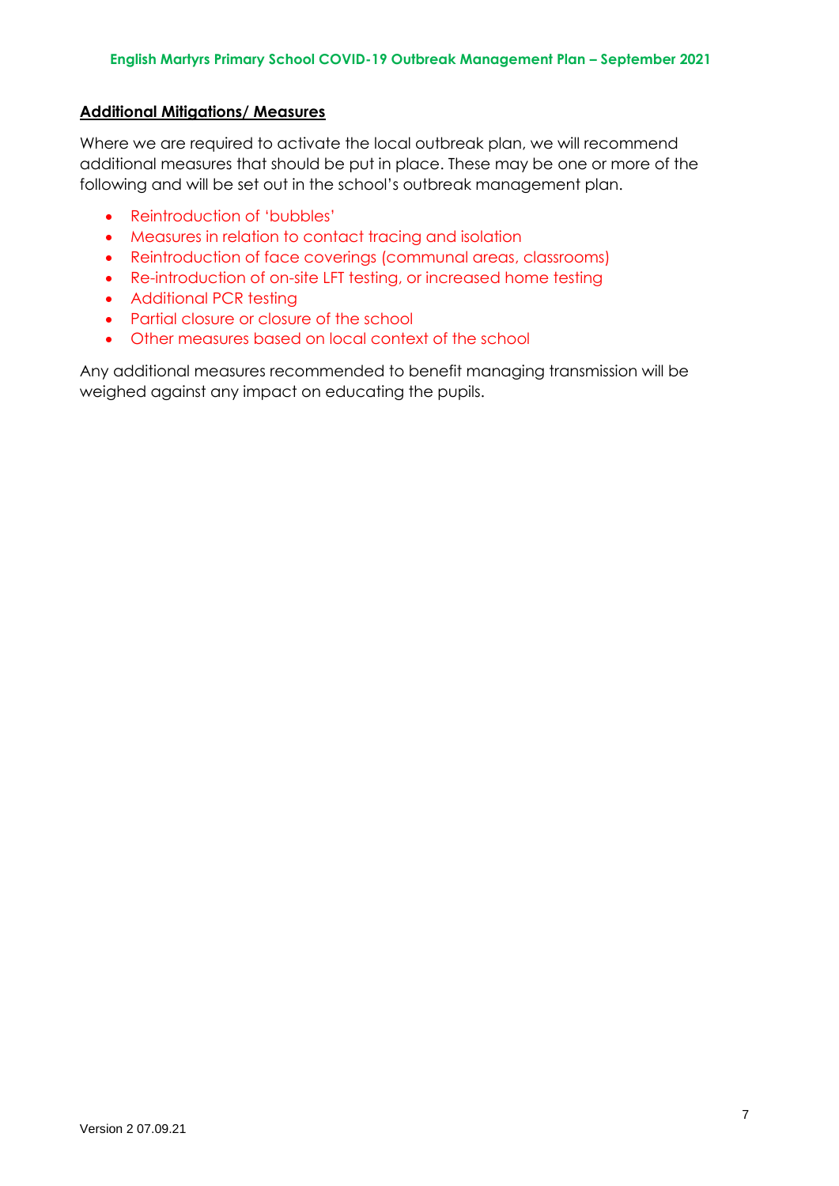**Additional Mitigations/ Measures**

Where we are required to activate the local outbreak plan, we will recommend additional measures that should be put in place. These may be one or more of the following and will be set out in the school's outbreak management plan.

- Reintroduction of 'bubbles'
- Measures in relation to contact tracing and isolation
- Reintroduction of face coverings (communal areas, classrooms)
- Re-introduction of on-site LFT testing, or increased home testing
- Additional PCR testing
- Partial closure or closure of the school
- Other measures based on local context of the school

Any additional measures recommended to benefit managing transmission will be weighed against any impact on educating the pupils.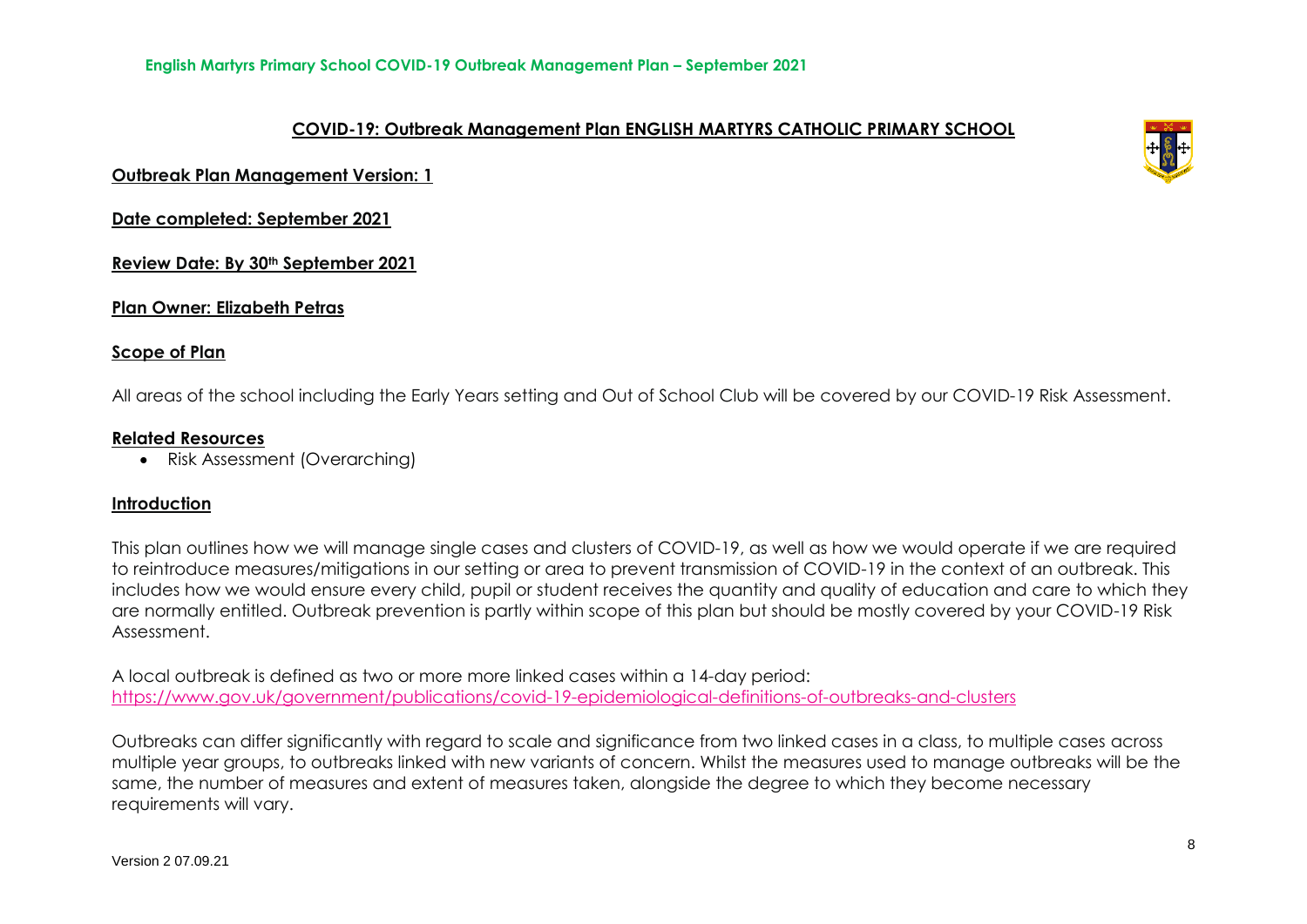## COVID-19: Outbreak Management Plan ENGLISH MARTYRS CATHOLIC PRIMARY SCHOOL

**Outbreak Plan Management Version: 1**

**Date completed: September 2021**

**Review Date: By 30th September 2021**

**Plan Owner: Elizabeth Petras**

### Scope of Plan

All areas of the school including the Early Years setting and Out of School Club will be covered by our COVID-19 Risk Assessment.

### Related Resources

- Risk Assessment (Overarching)

### Introduction

This plan outlines how we will manage single cases and clusters of COVID-19, as well as how we would operate if we are required to reintroduce measures/mitigations in our setting or area to prevent transmission of COVID-19 in the context of an outbreak. This includes how we would ensure every child, pupil or student receives the quantity and quality of education and care to which they are normally entitled. Outbreak prevention is partly within scope of this plan but should be mostly covered by your COVID-19 Risk Assessment.

A local outbreak is defined as two or more more linked cases within a 14-day period:
https://www.gov.uk/government/publications/covid-19-epidemiological-definitions-of-outbreaks-and-clusters

Outbreaks can differ significantly with regard to scale and significance from two linked cases in a class, to multiple cases across multiple year groups, to outbreaks linked with new variants of concern. Whilst the measures used to manage outbreaks will be the same, the number of measures and extent of measures taken, alongside the degree to which they become necessary requirements will vary.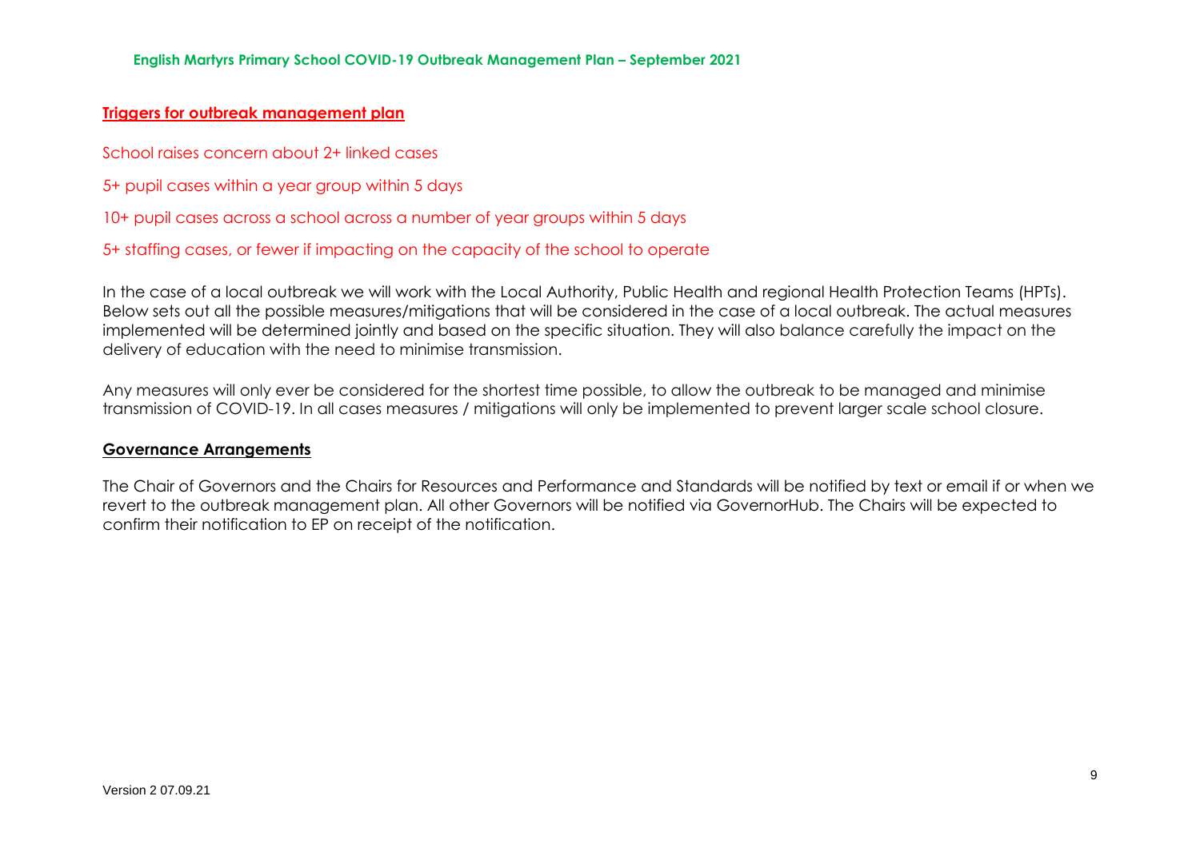## Triggers for outbreak management plan

School raises concern about 2+ linked cases

5+ pupil cases within a year group within 5 days

10+ pupil cases across a school across a number of year groups within 5 days

5+ staffing cases, or fewer if impacting on the capacity of the school to operate

In the case of a local outbreak we will work with the Local Authority, Public Health and regional Health Protection Teams (HPTs). Below sets out all the possible measures/mitigations that will be considered in the case of a local outbreak. The actual measures implemented will be determined jointly and based on the specific situation. They will also balance carefully the impact on the delivery of education with the need to minimise transmission.

Any measures will only ever be considered for the shortest time possible, to allow the outbreak to be managed and minimise transmission of COVID-19. In all cases measures / mitigations will only be implemented to prevent larger scale school closure.

## Governance Arrangements

The Chair of Governors and the Chairs for Resources and Performance and Standards will be notified by text or email if or when we revert to the outbreak management plan. All other Governors will be notified via GovernorHub. The Chairs will be expected to confirm their notification to EP on receipt of the notification.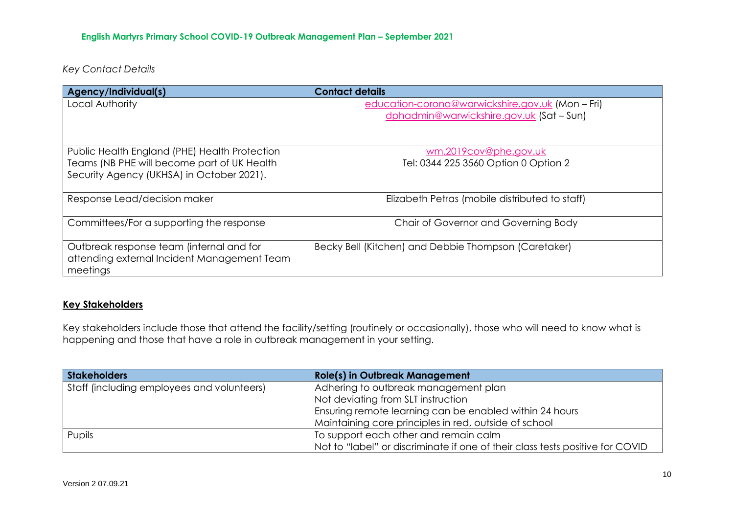*Key Contact Details*

| Agency/Individual(s) | Contact details |
|---|---|
| Local Authority | education-corona@warwickshire.gov.uk (Mon – Fri)<br>dphadmin@warwickshire.gov.uk (Sat – Sun) |
| Public Health England (PHE) Health Protection Teams (NB PHE will become part of UK Health Security Agency (UKHSA) in October 2021). | wm.2019cov@phe.gov.uk<br>Tel: 0344 225 3560 Option 0 Option 2 |
| Response Lead/decision maker | Elizabeth Petras (mobile distributed to staff) |
| Committees/For a supporting the response | Chair of Governor and Governing Body |
| Outbreak response team (internal and for attending external Incident Management Team meetings | Becky Bell (Kitchen) and Debbie Thompson (Caretaker) |

## **Key Stakeholders**

Key stakeholders include those that attend the facility/setting (routinely or occasionally), those who will need to know what is happening and those that have a role in outbreak management in your setting.

| Stakeholders | Role(s) in Outbreak Management |
|---|---|
| Staff (including employees and volunteers) | Adhering to outbreak management plan<br>Not deviating from SLT instruction<br>Ensuring remote learning can be enabled within 24 hours<br>Maintaining core principles in red, outside of school |
| Pupils | To support each other and remain calm<br>Not to "label" or discriminate if one of their class tests positive for COVID |

Version 2 07.09.21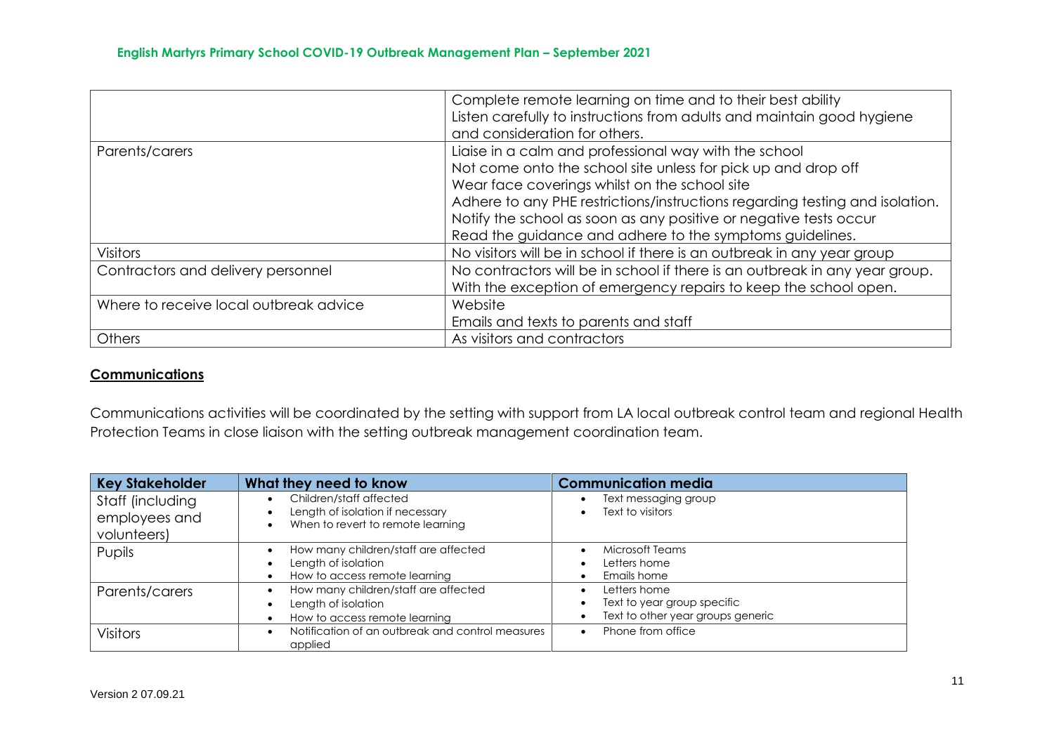| | |
|---|---|
| | Complete remote learning on time and to their best ability<br>Listen carefully to instructions from adults and maintain good hygiene and consideration for others. |
| Parents/carers | Liaise in a calm and professional way with the school<br>Not come onto the school site unless for pick up and drop off<br>Wear face coverings whilst on the school site<br>Adhere to any PHE restrictions/instructions regarding testing and isolation.<br>Notify the school as soon as any positive or negative tests occur<br>Read the guidance and adhere to the symptoms guidelines. |
| Visitors | No visitors will be in school if there is an outbreak in any year group |
| Contractors and delivery personnel | No contractors will be in school if there is an outbreak in any year group. With the exception of emergency repairs to keep the school open. |
| Where to receive local outbreak advice | Website<br>Emails and texts to parents and staff |
| Others | As visitors and contractors |

## Communications

Communications activities will be coordinated by the setting with support from LA local outbreak control team and regional Health Protection Teams in close liaison with the setting outbreak management coordination team.

| Key Stakeholder | What they need to know | Communication media |
|---|---|---|
| Staff (including employees and volunteers) | • Children/staff affected<br>• Length of isolation if necessary<br>• When to revert to remote learning | • Text messaging group<br>• Text to visitors |
| Pupils | • How many children/staff are affected<br>• Length of isolation<br>• How to access remote learning | • Microsoft Teams<br>• Letters home<br>• Emails home |
| Parents/carers | • How many children/staff are affected<br>• Length of isolation<br>• How to access remote learning | • Letters home<br>• Text to year group specific<br>• Text to other year groups generic |
| Visitors | • Notification of an outbreak and control measures applied | • Phone from office |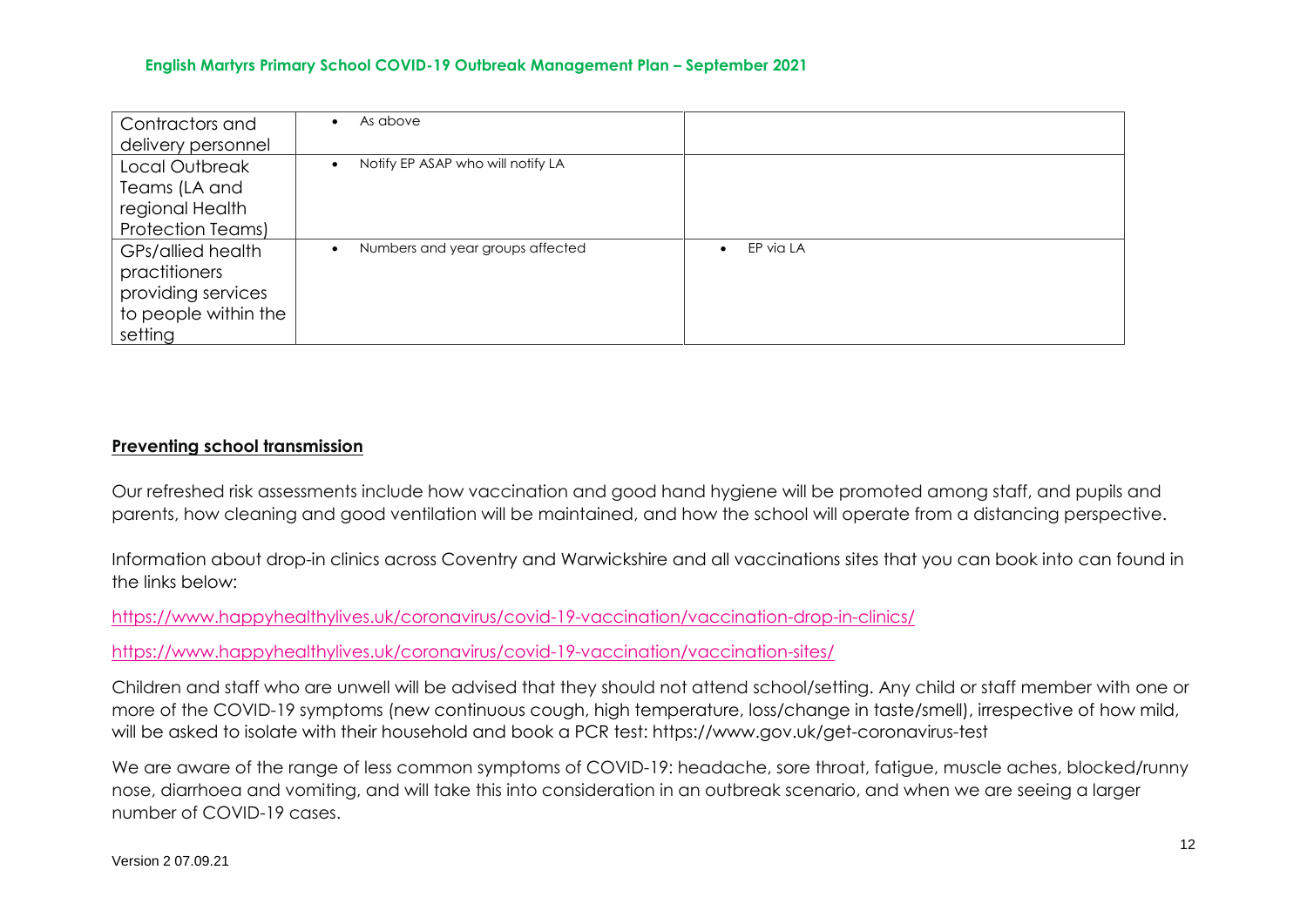| | | |
|---|---|---|
| Contractors and delivery personnel | • As above | |
| Local Outbreak Teams (LA and regional Health Protection Teams) | • Notify EP ASAP who will notify LA | |
| GPs/allied health practitioners providing services to people within the setting | • Numbers and year groups affected | • EP via LA |

## Preventing school transmission

Our refreshed risk assessments include how vaccination and good hand hygiene will be promoted among staff, and pupils and parents, how cleaning and good ventilation will be maintained, and how the school will operate from a distancing perspective.

Information about drop-in clinics across Coventry and Warwickshire and all vaccinations sites that you can book into can found in the links below:

https://www.happyhealthylives.uk/coronavirus/covid-19-vaccination/vaccination-drop-in-clinics/

https://www.happyhealthylives.uk/coronavirus/covid-19-vaccination/vaccination-sites/

Children and staff who are unwell will be advised that they should not attend school/setting. Any child or staff member with one or more of the COVID-19 symptoms (new continuous cough, high temperature, loss/change in taste/smell), irrespective of how mild, will be asked to isolate with their household and book a PCR test: https://www.gov.uk/get-coronavirus-test

We are aware of the range of less common symptoms of COVID-19: headache, sore throat, fatigue, muscle aches, blocked/runny nose, diarrhoea and vomiting, and will take this into consideration in an outbreak scenario, and when we are seeing a larger number of COVID-19 cases.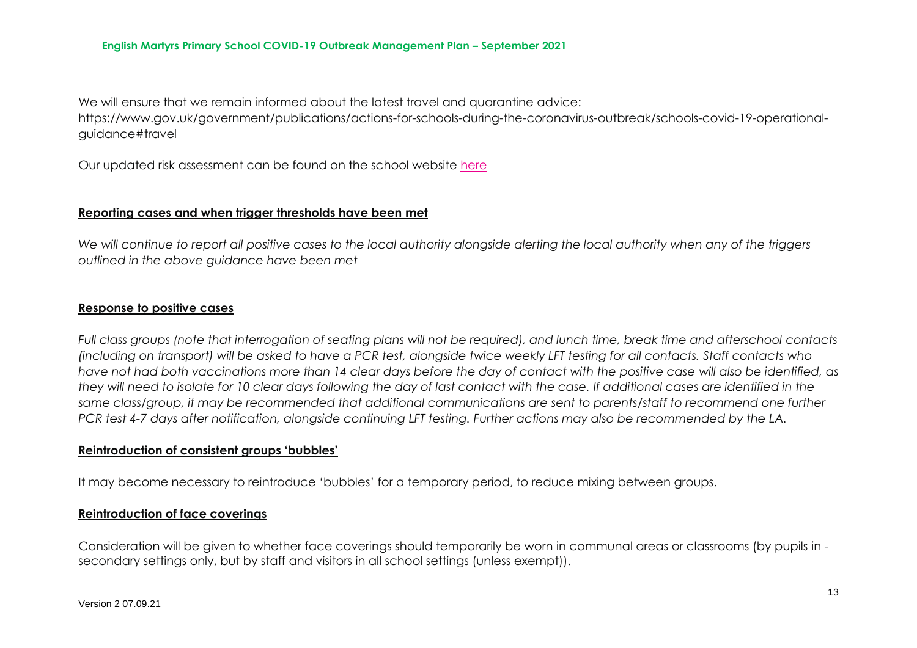We will ensure that we remain informed about the latest travel and quarantine advice: https://www.gov.uk/government/publications/actions-for-schools-during-the-coronavirus-outbreak/schools-covid-19-operational-guidance#travel

Our updated risk assessment can be found on the school website here

**Reporting cases and when trigger thresholds have been met**

*We will continue to report all positive cases to the local authority alongside alerting the local authority when any of the triggers outlined in the above guidance have been met*

**Response to positive cases**

*Full class groups (note that interrogation of seating plans will not be required), and lunch time, break time and afterschool contacts (including on transport) will be asked to have a PCR test, alongside twice weekly LFT testing for all contacts. Staff contacts who have not had both vaccinations more than 14 clear days before the day of contact with the positive case will also be identified, as they will need to isolate for 10 clear days following the day of last contact with the case. If additional cases are identified in the same class/group, it may be recommended that additional communications are sent to parents/staff to recommend one further PCR test 4-7 days after notification, alongside continuing LFT testing. Further actions may also be recommended by the LA.*

**Reintroduction of consistent groups 'bubbles'**

It may become necessary to reintroduce 'bubbles' for a temporary period, to reduce mixing between groups.

**Reintroduction of face coverings**

Consideration will be given to whether face coverings should temporarily be worn in communal areas or classrooms (by pupils in - secondary settings only, but by staff and visitors in all school settings (unless exempt)).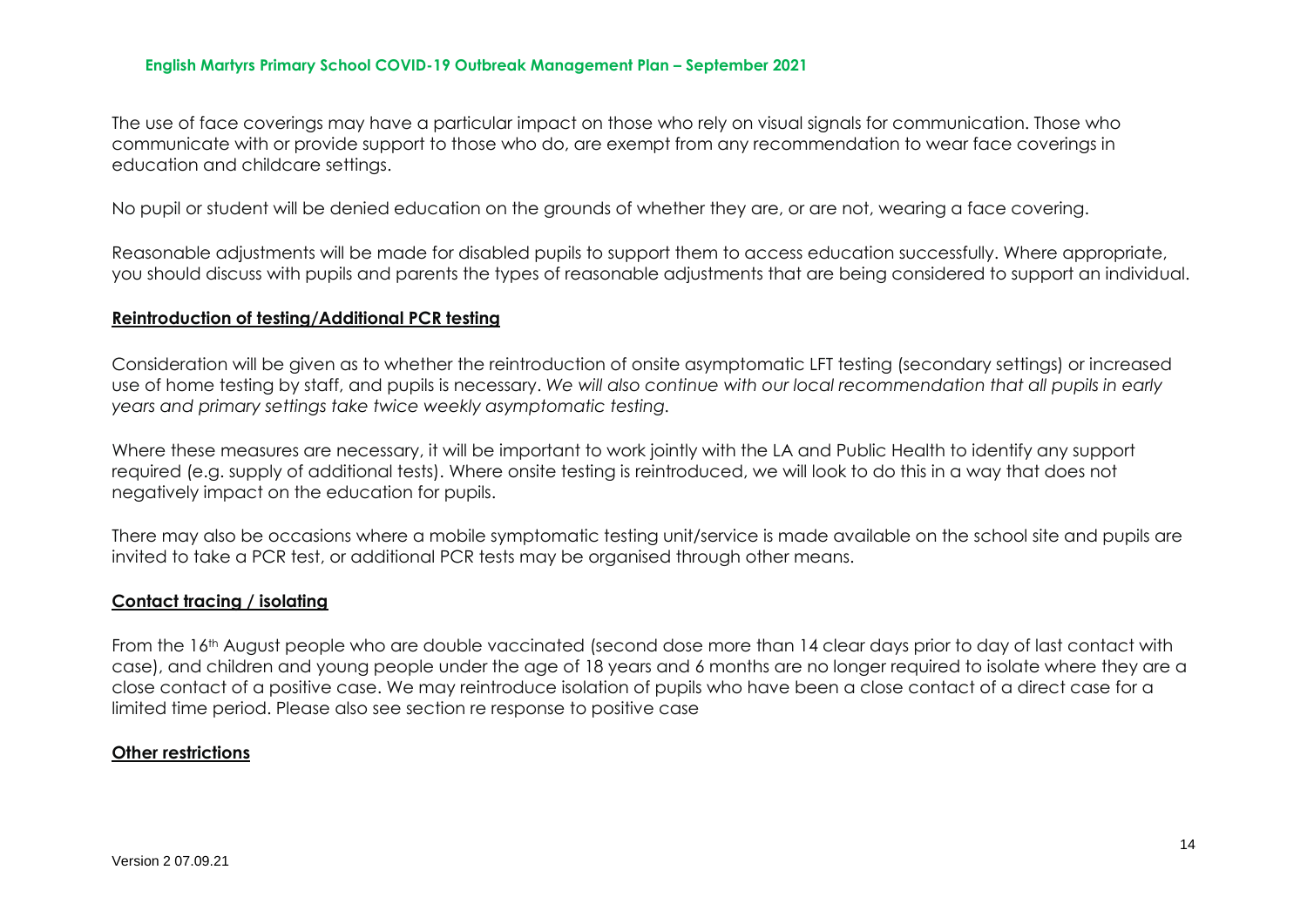The use of face coverings may have a particular impact on those who rely on visual signals for communication. Those who communicate with or provide support to those who do, are exempt from any recommendation to wear face coverings in education and childcare settings.

No pupil or student will be denied education on the grounds of whether they are, or are not, wearing a face covering.

Reasonable adjustments will be made for disabled pupils to support them to access education successfully. Where appropriate, you should discuss with pupils and parents the types of reasonable adjustments that are being considered to support an individual.

## **Reintroduction of testing/Additional PCR testing**

Consideration will be given as to whether the reintroduction of onsite asymptomatic LFT testing (secondary settings) or increased use of home testing by staff, and pupils is necessary. *We will also continue with our local recommendation that all pupils in early years and primary settings take twice weekly asymptomatic testing.*

Where these measures are necessary, it will be important to work jointly with the LA and Public Health to identify any support required (e.g. supply of additional tests). Where onsite testing is reintroduced, we will look to do this in a way that does not negatively impact on the education for pupils.

There may also be occasions where a mobile symptomatic testing unit/service is made available on the school site and pupils are invited to take a PCR test, or additional PCR tests may be organised through other means.

## **Contact tracing / isolating**

From the 16th August people who are double vaccinated (second dose more than 14 clear days prior to day of last contact with case), and children and young people under the age of 18 years and 6 months are no longer required to isolate where they are a close contact of a positive case. We may reintroduce isolation of pupils who have been a close contact of a direct case for a limited time period. Please also see section re response to positive case

## **Other restrictions**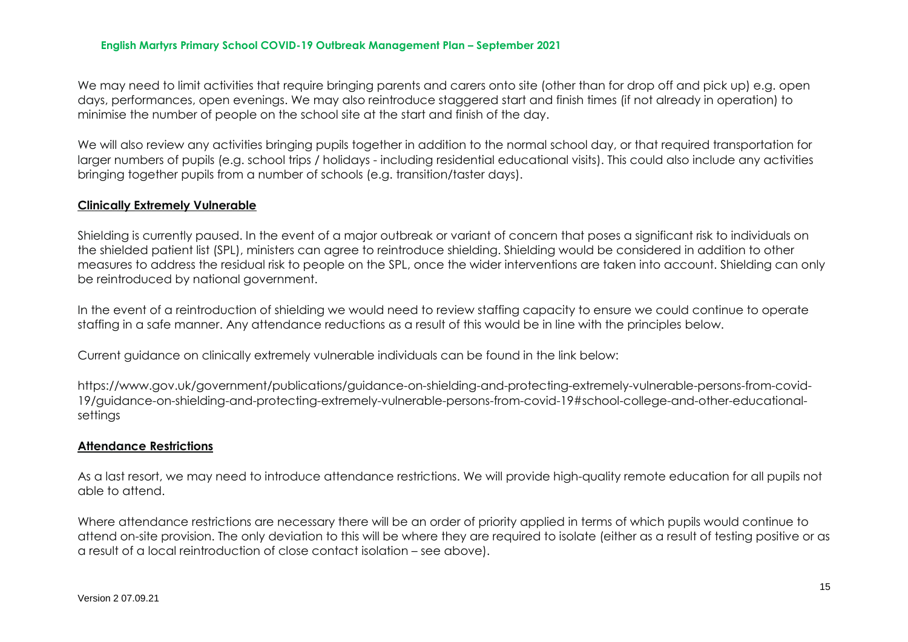We may need to limit activities that require bringing parents and carers onto site (other than for drop off and pick up) e.g. open days, performances, open evenings. We may also reintroduce staggered start and finish times (if not already in operation) to minimise the number of people on the school site at the start and finish of the day.

We will also review any activities bringing pupils together in addition to the normal school day, or that required transportation for larger numbers of pupils (e.g. school trips / holidays - including residential educational visits). This could also include any activities bringing together pupils from a number of schools (e.g. transition/taster days).

## Clinically Extremely Vulnerable

Shielding is currently paused. In the event of a major outbreak or variant of concern that poses a significant risk to individuals on the shielded patient list (SPL), ministers can agree to reintroduce shielding. Shielding would be considered in addition to other measures to address the residual risk to people on the SPL, once the wider interventions are taken into account. Shielding can only be reintroduced by national government.

In the event of a reintroduction of shielding we would need to review staffing capacity to ensure we could continue to operate staffing in a safe manner. Any attendance reductions as a result of this would be in line with the principles below.

Current guidance on clinically extremely vulnerable individuals can be found in the link below:

https://www.gov.uk/government/publications/guidance-on-shielding-and-protecting-extremely-vulnerable-persons-from-covid-19/guidance-on-shielding-and-protecting-extremely-vulnerable-persons-from-covid-19#school-college-and-other-educational-settings

## Attendance Restrictions

As a last resort, we may need to introduce attendance restrictions. We will provide high-quality remote education for all pupils not able to attend.

Where attendance restrictions are necessary there will be an order of priority applied in terms of which pupils would continue to attend on-site provision. The only deviation to this will be where they are required to isolate (either as a result of testing positive or as a result of a local reintroduction of close contact isolation – see above).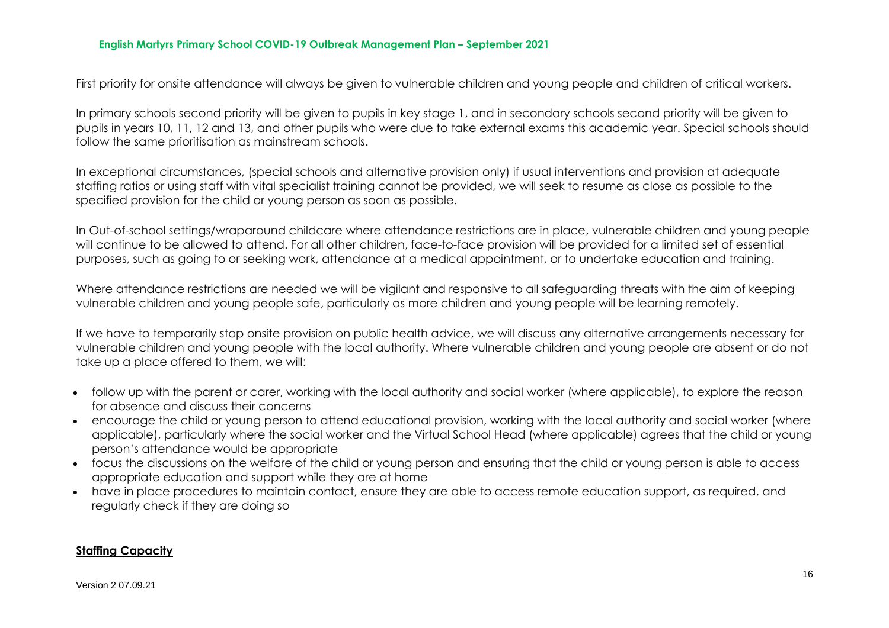First priority for onsite attendance will always be given to vulnerable children and young people and children of critical workers.

In primary schools second priority will be given to pupils in key stage 1, and in secondary schools second priority will be given to pupils in years 10, 11, 12 and 13, and other pupils who were due to take external exams this academic year. Special schools should follow the same prioritisation as mainstream schools.

In exceptional circumstances, (special schools and alternative provision only) if usual interventions and provision at adequate staffing ratios or using staff with vital specialist training cannot be provided, we will seek to resume as close as possible to the specified provision for the child or young person as soon as possible.

In Out-of-school settings/wraparound childcare where attendance restrictions are in place, vulnerable children and young people will continue to be allowed to attend. For all other children, face-to-face provision will be provided for a limited set of essential purposes, such as going to or seeking work, attendance at a medical appointment, or to undertake education and training.

Where attendance restrictions are needed we will be vigilant and responsive to all safeguarding threats with the aim of keeping vulnerable children and young people safe, particularly as more children and young people will be learning remotely.

If we have to temporarily stop onsite provision on public health advice, we will discuss any alternative arrangements necessary for vulnerable children and young people with the local authority. Where vulnerable children and young people are absent or do not take up a place offered to them, we will:

- follow up with the parent or carer, working with the local authority and social worker (where applicable), to explore the reason for absence and discuss their concerns
- encourage the child or young person to attend educational provision, working with the local authority and social worker (where applicable), particularly where the social worker and the Virtual School Head (where applicable) agrees that the child or young person's attendance would be appropriate
- focus the discussions on the welfare of the child or young person and ensuring that the child or young person is able to access appropriate education and support while they are at home
- have in place procedures to maintain contact, ensure they are able to access remote education support, as required, and regularly check if they are doing so

## Staffing Capacity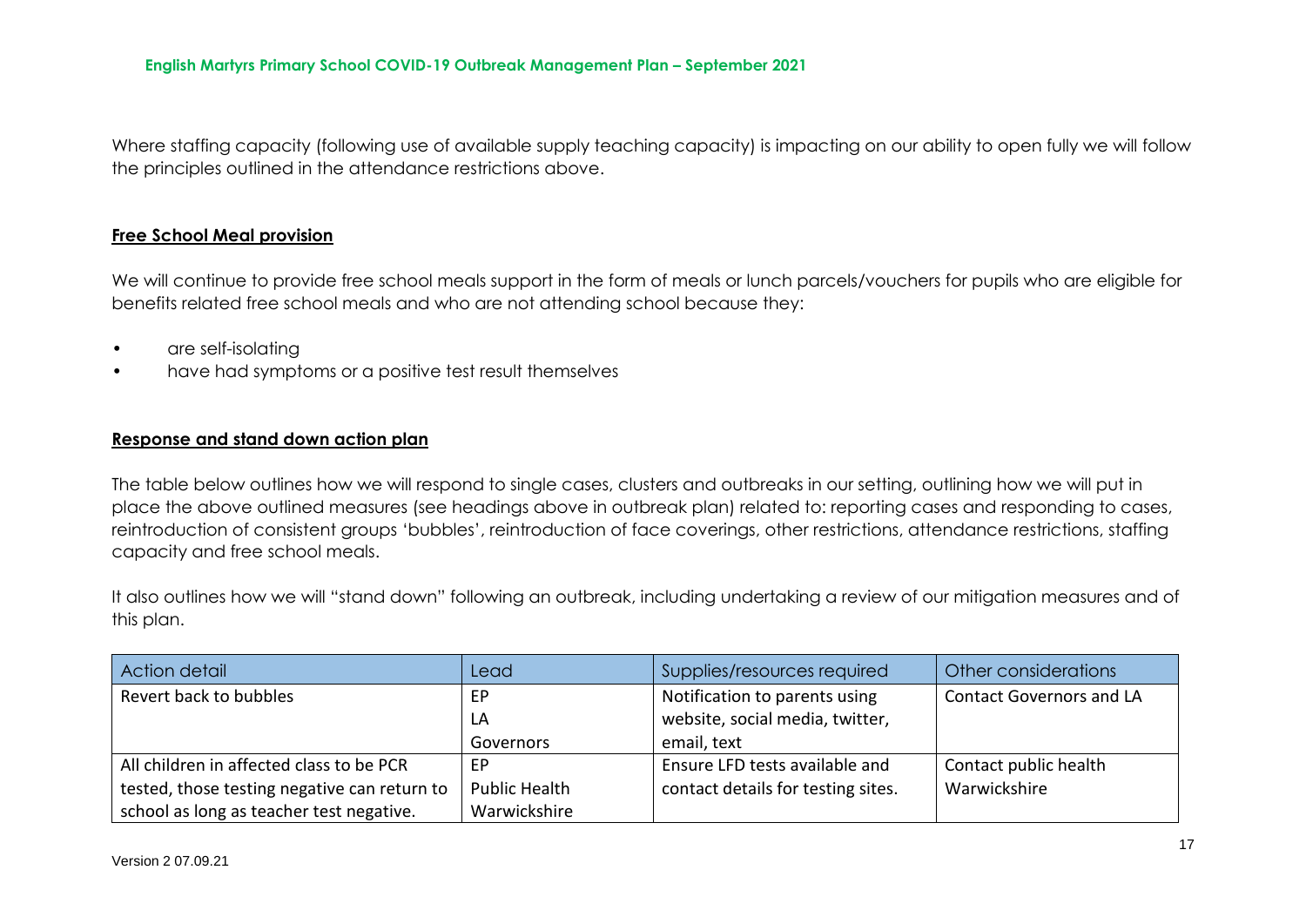Where staffing capacity (following use of available supply teaching capacity) is impacting on our ability to open fully we will follow the principles outlined in the attendance restrictions above.

## Free School Meal provision

We will continue to provide free school meals support in the form of meals or lunch parcels/vouchers for pupils who are eligible for benefits related free school meals and who are not attending school because they:

- are self-isolating
- have had symptoms or a positive test result themselves

## Response and stand down action plan

The table below outlines how we will respond to single cases, clusters and outbreaks in our setting, outlining how we will put in place the above outlined measures (see headings above in outbreak plan) related to: reporting cases and responding to cases, reintroduction of consistent groups 'bubbles', reintroduction of face coverings, other restrictions, attendance restrictions, staffing capacity and free school meals.

It also outlines how we will "stand down" following an outbreak, including undertaking a review of our mitigation measures and of this plan.

| Action detail | Lead | Supplies/resources required | Other considerations |
|---|---|---|---|
| Revert back to bubbles | EP<br>LA<br>Governors | Notification to parents using website, social media, twitter, email, text | Contact Governors and LA |
| All children in affected class to be PCR tested, those testing negative can return to school as long as teacher test negative. | EP<br>Public Health Warwickshire | Ensure LFD tests available and contact details for testing sites. | Contact public health Warwickshire |

Version 2 07.09.21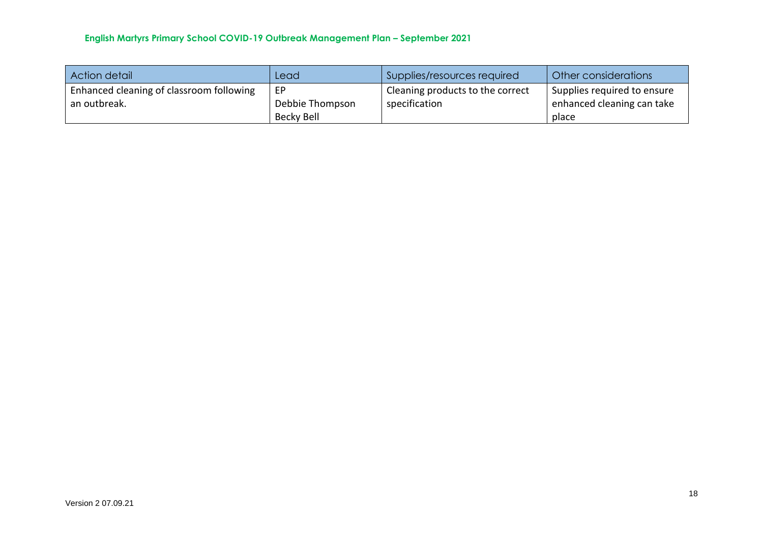| Action detail | Lead | Supplies/resources required | Other considerations |
| --- | --- | --- | --- |
| Enhanced cleaning of classroom following an outbreak. | EP<br>Debbie Thompson<br>Becky Bell | Cleaning products to the correct specification | Supplies required to ensure enhanced cleaning can take place |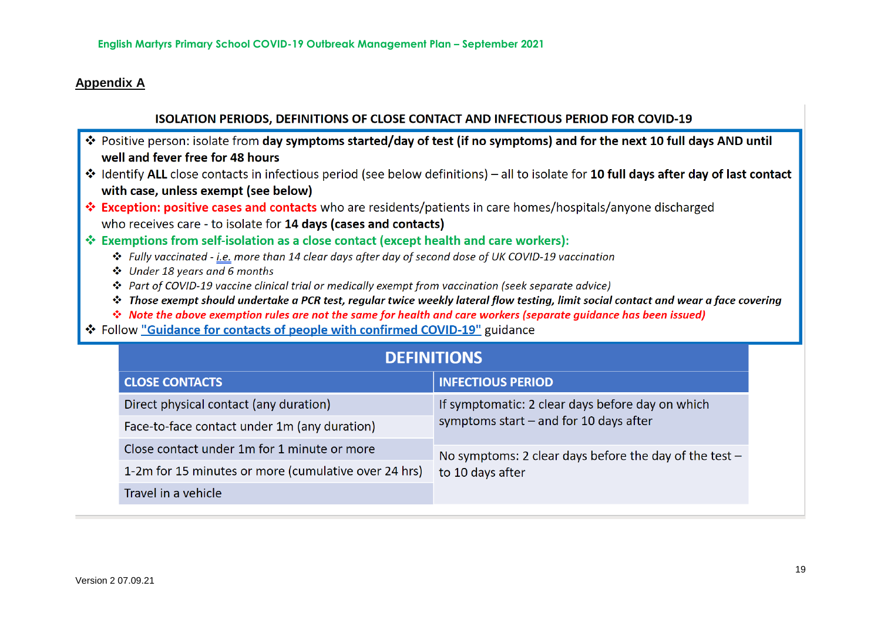## Appendix A

### ISOLATION PERIODS, DEFINITIONS OF CLOSE CONTACT AND INFECTIOUS PERIOD FOR COVID-19

- Positive person: isolate from **day symptoms started/day of test (if no symptoms) and for the next 10 full days AND until well and fever free for 48 hours**
- Identify **ALL** close contacts in infectious period (see below definitions) – all to isolate for **10 full days after day of last contact with case, unless exempt (see below)**
- **Exception: positive cases and contacts** who are residents/patients in care homes/hospitals/anyone discharged who receives care - to isolate for **14 days (cases and contacts)**
- **Exemptions from self-isolation as a close contact (except health and care workers):**
  - *Fully vaccinated - i.e. more than 14 clear days after day of second dose of UK COVID-19 vaccination*
  - *Under 18 years and 6 months*
  - *Part of COVID-19 vaccine clinical trial or medically exempt from vaccination (seek separate advice)*
  - ***Those exempt should undertake a PCR test, regular twice weekly lateral flow testing, limit social contact and wear a face covering***
  - ***Note the above exemption rules are not the same for health and care workers (separate guidance has been issued)***
- Follow "Guidance for contacts of people with confirmed COVID-19" guidance

**DEFINITIONS**

| CLOSE CONTACTS | INFECTIOUS PERIOD |
|---|---|
| Direct physical contact (any duration) | If symptomatic: 2 clear days before day on which symptoms start – and for 10 days after |
| Face-to-face contact under 1m (any duration) | |
| Close contact under 1m for 1 minute or more | No symptoms: 2 clear days before the day of the test – to 10 days after |
| 1-2m for 15 minutes or more (cumulative over 24 hrs) | |
| Travel in a vehicle | |

Version 2 07.09.21